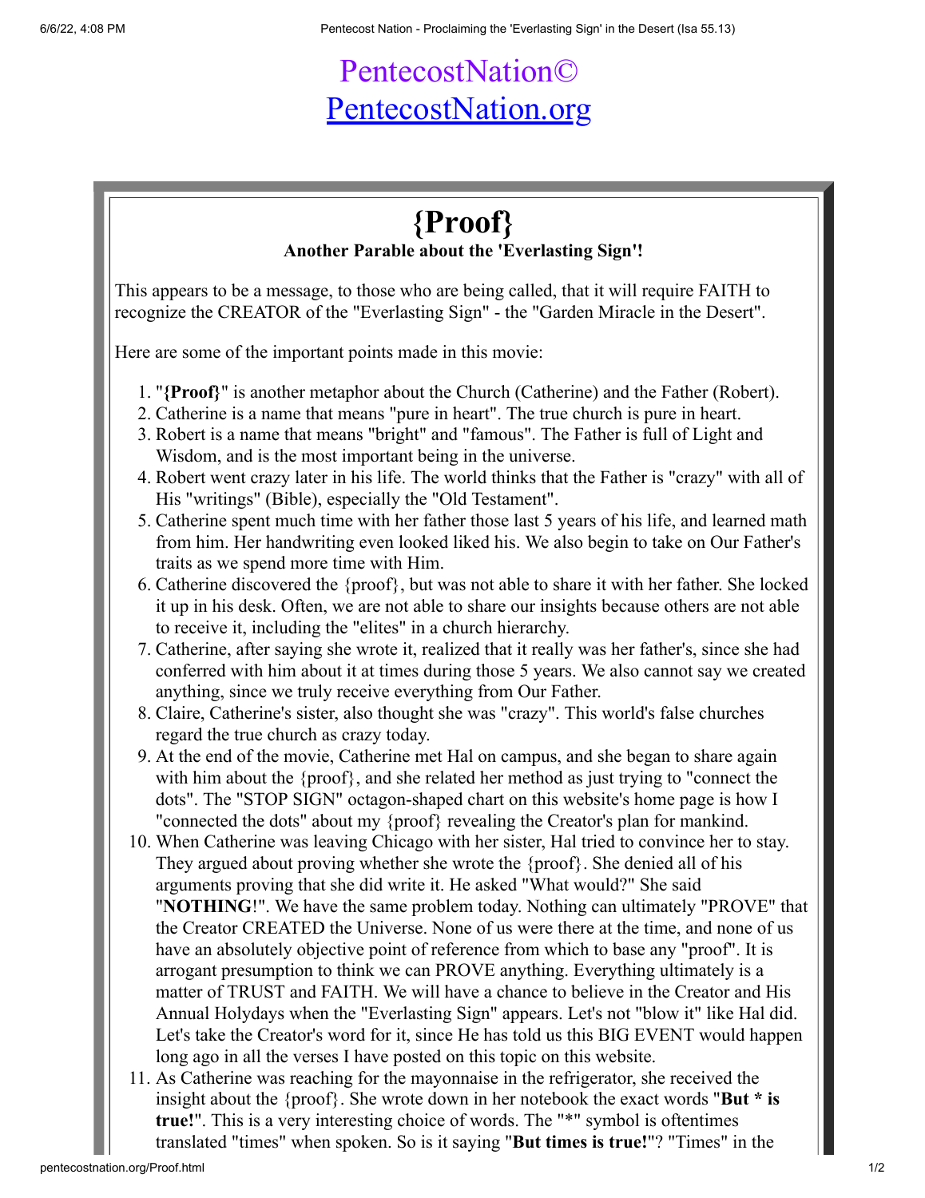PentecostNation©
PentecostNation.org

# {Proof}

**Another Parable about the 'Everlasting Sign'!**

This appears to be a message, to those who are being called, that it will require FAITH to recognize the CREATOR of the "Everlasting Sign" - the "Garden Miracle in the Desert".

Here are some of the important points made in this movie:

1. "**{Proof}**" is another metaphor about the Church (Catherine) and the Father (Robert).
2. Catherine is a name that means "pure in heart". The true church is pure in heart.
3. Robert is a name that means "bright" and "famous". The Father is full of Light and Wisdom, and is the most important being in the universe.
4. Robert went crazy later in his life. The world thinks that the Father is "crazy" with all of His "writings" (Bible), especially the "Old Testament".
5. Catherine spent much time with her father those last 5 years of his life, and learned math from him. Her handwriting even looked liked his. We also begin to take on Our Father's traits as we spend more time with Him.
6. Catherine discovered the {proof}, but was not able to share it with her father. She locked it up in his desk. Often, we are not able to share our insights because others are not able to receive it, including the "elites" in a church hierarchy.
7. Catherine, after saying she wrote it, realized that it really was her father's, since she had conferred with him about it at times during those 5 years. We also cannot say we created anything, since we truly receive everything from Our Father.
8. Claire, Catherine's sister, also thought she was "crazy". This world's false churches regard the true church as crazy today.
9. At the end of the movie, Catherine met Hal on campus, and she began to share again with him about the {proof}, and she related her method as just trying to "connect the dots". The "STOP SIGN" octagon-shaped chart on this website's home page is how I "connected the dots" about my {proof} revealing the Creator's plan for mankind.
10. When Catherine was leaving Chicago with her sister, Hal tried to convince her to stay. They argued about proving whether she wrote the {proof}. She denied all of his arguments proving that she did write it. He asked "What would?" She said "**NOTHING**!". We have the same problem today. Nothing can ultimately "PROVE" that the Creator CREATED the Universe. None of us were there at the time, and none of us have an absolutely objective point of reference from which to base any "proof". It is arrogant presumption to think we can PROVE anything. Everything ultimately is a matter of TRUST and FAITH. We will have a chance to believe in the Creator and His Annual Holydays when the "Everlasting Sign" appears. Let's not "blow it" like Hal did. Let's take the Creator's word for it, since He has told us this BIG EVENT would happen long ago in all the verses I have posted on this topic on this website.
11. As Catherine was reaching for the mayonnaise in the refrigerator, she received the insight about the {proof}. She wrote down in her notebook the exact words "**But * is true!**". This is a very interesting choice of words. The "*" symbol is oftentimes translated "times" when spoken. So is it saying "**But times is true!**"? "Times" in the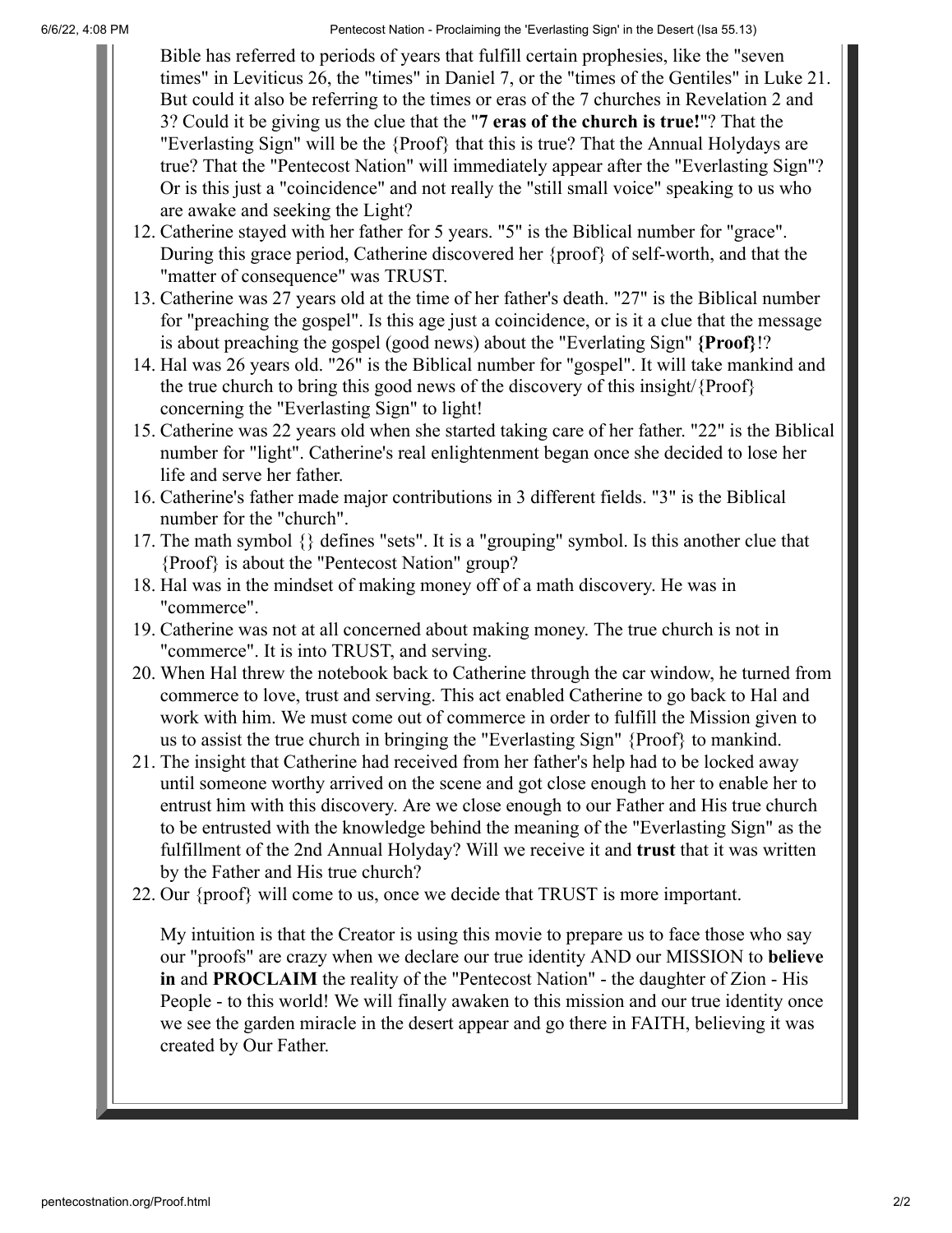Bible has referred to periods of years that fulfill certain prophesies, like the "seven times" in Leviticus 26, the "times" in Daniel 7, or the "times of the Gentiles" in Luke 21. But could it also be referring to the times or eras of the 7 churches in Revelation 2 and 3? Could it be giving us the clue that the "**7 eras of the church is true!**"? That the "Everlasting Sign" will be the {Proof} that this is true? That the Annual Holydays are true? That the "Pentecost Nation" will immediately appear after the "Everlasting Sign"? Or is this just a "coincidence" and not really the "still small voice" speaking to us who are awake and seeking the Light?

12. Catherine stayed with her father for 5 years. "5" is the Biblical number for "grace". During this grace period, Catherine discovered her {proof} of self-worth, and that the "matter of consequence" was TRUST.
13. Catherine was 27 years old at the time of her father's death. "27" is the Biblical number for "preaching the gospel". Is this age just a coincidence, or is it a clue that the message is about preaching the gospel (good news) about the "Everlating Sign" **{Proof}**!?
14. Hal was 26 years old. "26" is the Biblical number for "gospel". It will take mankind and the true church to bring this good news of the discovery of this insight/{Proof} concerning the "Everlasting Sign" to light!
15. Catherine was 22 years old when she started taking care of her father. "22" is the Biblical number for "light". Catherine's real enlightenment began once she decided to lose her life and serve her father.
16. Catherine's father made major contributions in 3 different fields. "3" is the Biblical number for the "church".
17. The math symbol {} defines "sets". It is a "grouping" symbol. Is this another clue that {Proof} is about the "Pentecost Nation" group?
18. Hal was in the mindset of making money off of a math discovery. He was in "commerce".
19. Catherine was not at all concerned about making money. The true church is not in "commerce". It is into TRUST, and serving.
20. When Hal threw the notebook back to Catherine through the car window, he turned from commerce to love, trust and serving. This act enabled Catherine to go back to Hal and work with him. We must come out of commerce in order to fulfill the Mission given to us to assist the true church in bringing the "Everlasting Sign" {Proof} to mankind.
21. The insight that Catherine had received from her father's help had to be locked away until someone worthy arrived on the scene and got close enough to her to enable her to entrust him with this discovery. Are we close enough to our Father and His true church to be entrusted with the knowledge behind the meaning of the "Everlasting Sign" as the fulfillment of the 2nd Annual Holyday? Will we receive it and **trust** that it was written by the Father and His true church?
22. Our {proof} will come to us, once we decide that TRUST is more important.

My intuition is that the Creator is using this movie to prepare us to face those who say our "proofs" are crazy when we declare our true identity AND our MISSION to **believe in** and **PROCLAIM** the reality of the "Pentecost Nation" - the daughter of Zion - His People - to this world! We will finally awaken to this mission and our true identity once we see the garden miracle in the desert appear and go there in FAITH, believing it was created by Our Father.